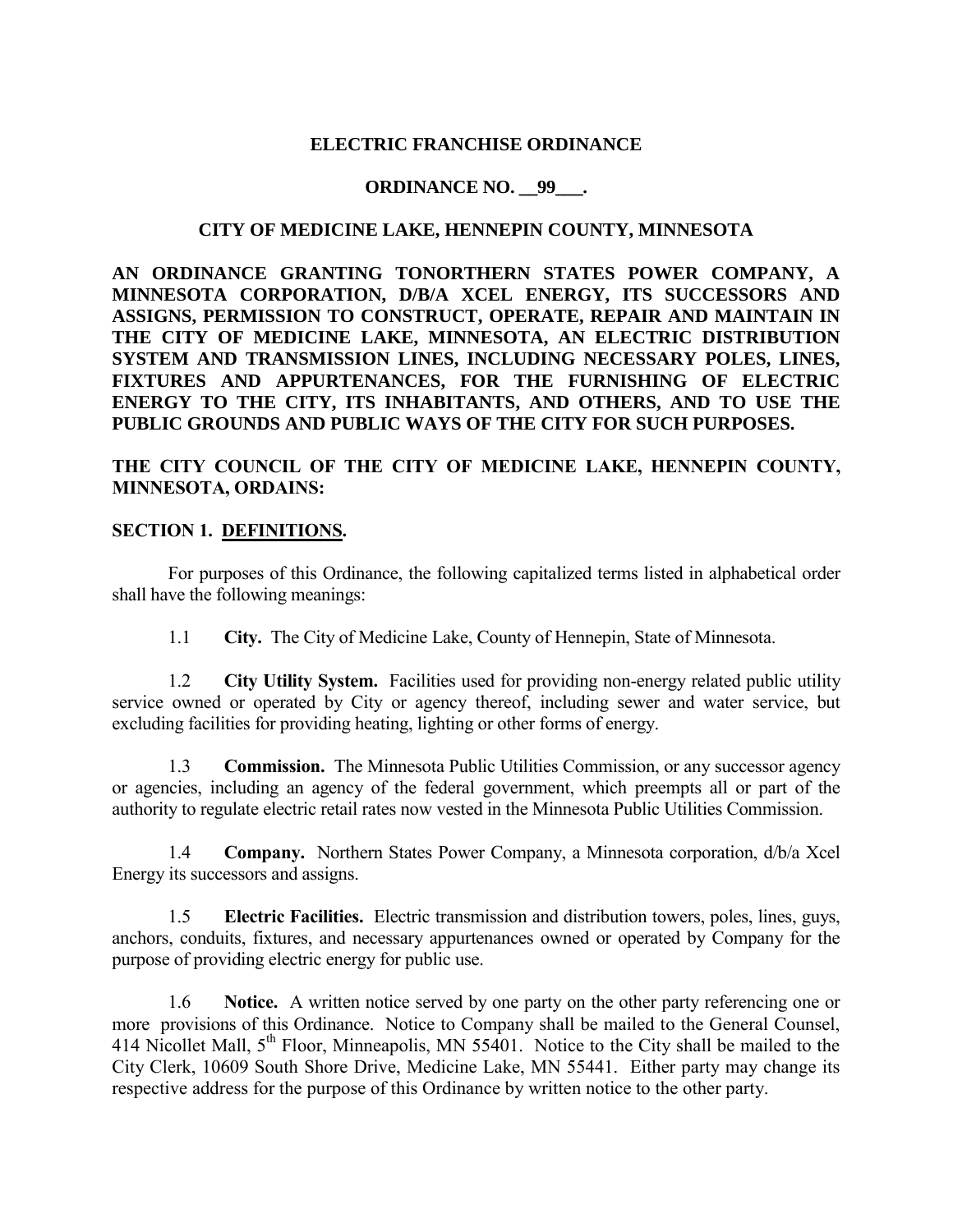**ELECTRIC FRANCHISE ORDINANCE**

**ORDINANCE NO. __99___.**

**CITY OF MEDICINE LAKE, HENNEPIN COUNTY, MINNESOTA**

**AN ORDINANCE GRANTING TONORTHERN STATES POWER COMPANY, A MINNESOTA CORPORATION, D/B/A XCEL ENERGY, ITS SUCCESSORS AND ASSIGNS, PERMISSION TO CONSTRUCT, OPERATE, REPAIR AND MAINTAIN IN THE CITY OF MEDICINE LAKE, MINNESOTA, AN ELECTRIC DISTRIBUTION SYSTEM AND TRANSMISSION LINES, INCLUDING NECESSARY POLES, LINES, FIXTURES AND APPURTENANCES, FOR THE FURNISHING OF ELECTRIC ENERGY TO THE CITY, ITS INHABITANTS, AND OTHERS, AND TO USE THE PUBLIC GROUNDS AND PUBLIC WAYS OF THE CITY FOR SUCH PURPOSES.**

**THE CITY COUNCIL OF THE CITY OF MEDICINE LAKE, HENNEPIN COUNTY, MINNESOTA, ORDAINS:**

**SECTION 1. DEFINITIONS.**

For purposes of this Ordinance, the following capitalized terms listed in alphabetical order shall have the following meanings:

1.1 **City.** The City of Medicine Lake, County of Hennepin, State of Minnesota.

1.2 **City Utility System.** Facilities used for providing non-energy related public utility service owned or operated by City or agency thereof, including sewer and water service, but excluding facilities for providing heating, lighting or other forms of energy.

1.3 **Commission.** The Minnesota Public Utilities Commission, or any successor agency or agencies, including an agency of the federal government, which preempts all or part of the authority to regulate electric retail rates now vested in the Minnesota Public Utilities Commission.

1.4 **Company.** Northern States Power Company, a Minnesota corporation, d/b/a Xcel Energy its successors and assigns.

1.5 **Electric Facilities.** Electric transmission and distribution towers, poles, lines, guys, anchors, conduits, fixtures, and necessary appurtenances owned or operated by Company for the purpose of providing electric energy for public use.

1.6 **Notice.** A written notice served by one party on the other party referencing one or more provisions of this Ordinance. Notice to Company shall be mailed to the General Counsel, 414 Nicollet Mall, 5th Floor, Minneapolis, MN 55401. Notice to the City shall be mailed to the City Clerk, 10609 South Shore Drive, Medicine Lake, MN 55441. Either party may change its respective address for the purpose of this Ordinance by written notice to the other party.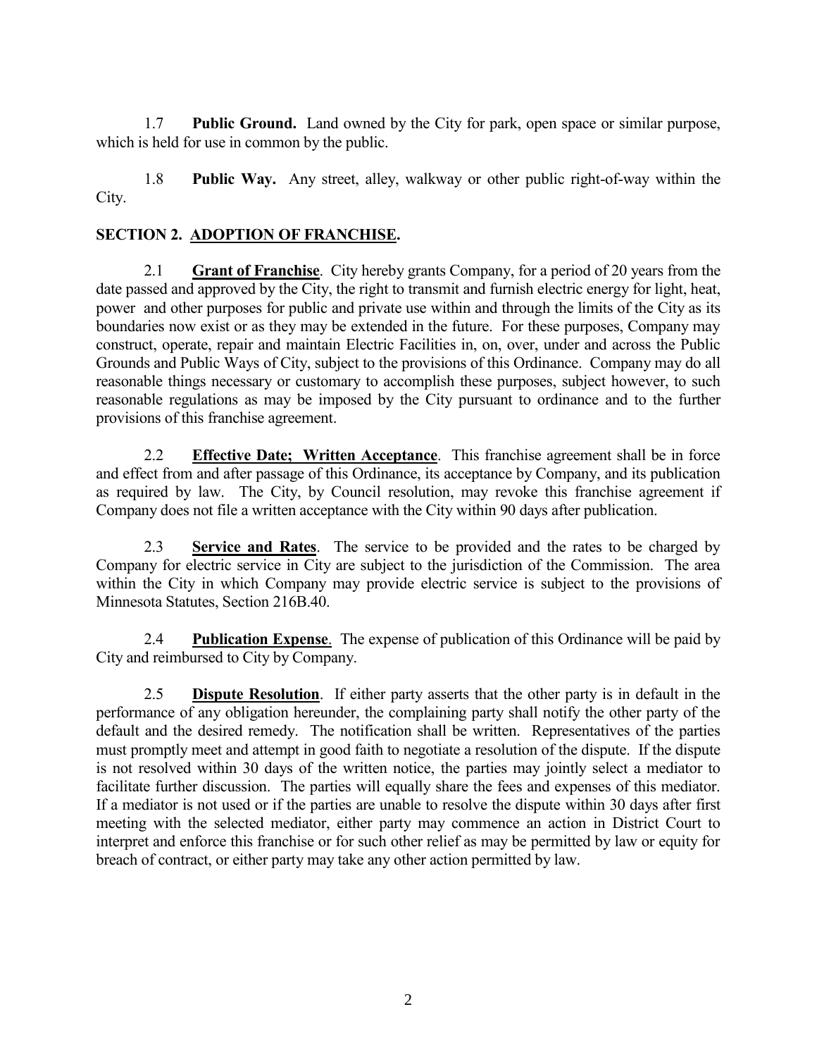1.7 **Public Ground.** Land owned by the City for park, open space or similar purpose, which is held for use in common by the public.

1.8 **Public Way.** Any street, alley, walkway or other public right-of-way within the City.

## SECTION 2. ADOPTION OF FRANCHISE.

2.1 **Grant of Franchise**. City hereby grants Company, for a period of 20 years from the date passed and approved by the City, the right to transmit and furnish electric energy for light, heat, power and other purposes for public and private use within and through the limits of the City as its boundaries now exist or as they may be extended in the future. For these purposes, Company may construct, operate, repair and maintain Electric Facilities in, on, over, under and across the Public Grounds and Public Ways of City, subject to the provisions of this Ordinance. Company may do all reasonable things necessary or customary to accomplish these purposes, subject however, to such reasonable regulations as may be imposed by the City pursuant to ordinance and to the further provisions of this franchise agreement.

2.2 **Effective Date; Written Acceptance**. This franchise agreement shall be in force and effect from and after passage of this Ordinance, its acceptance by Company, and its publication as required by law. The City, by Council resolution, may revoke this franchise agreement if Company does not file a written acceptance with the City within 90 days after publication.

2.3 **Service and Rates**. The service to be provided and the rates to be charged by Company for electric service in City are subject to the jurisdiction of the Commission. The area within the City in which Company may provide electric service is subject to the provisions of Minnesota Statutes, Section 216B.40.

2.4 **Publication Expense**. The expense of publication of this Ordinance will be paid by City and reimbursed to City by Company.

2.5 **Dispute Resolution**. If either party asserts that the other party is in default in the performance of any obligation hereunder, the complaining party shall notify the other party of the default and the desired remedy. The notification shall be written. Representatives of the parties must promptly meet and attempt in good faith to negotiate a resolution of the dispute. If the dispute is not resolved within 30 days of the written notice, the parties may jointly select a mediator to facilitate further discussion. The parties will equally share the fees and expenses of this mediator. If a mediator is not used or if the parties are unable to resolve the dispute within 30 days after first meeting with the selected mediator, either party may commence an action in District Court to interpret and enforce this franchise or for such other relief as may be permitted by law or equity for breach of contract, or either party may take any other action permitted by law.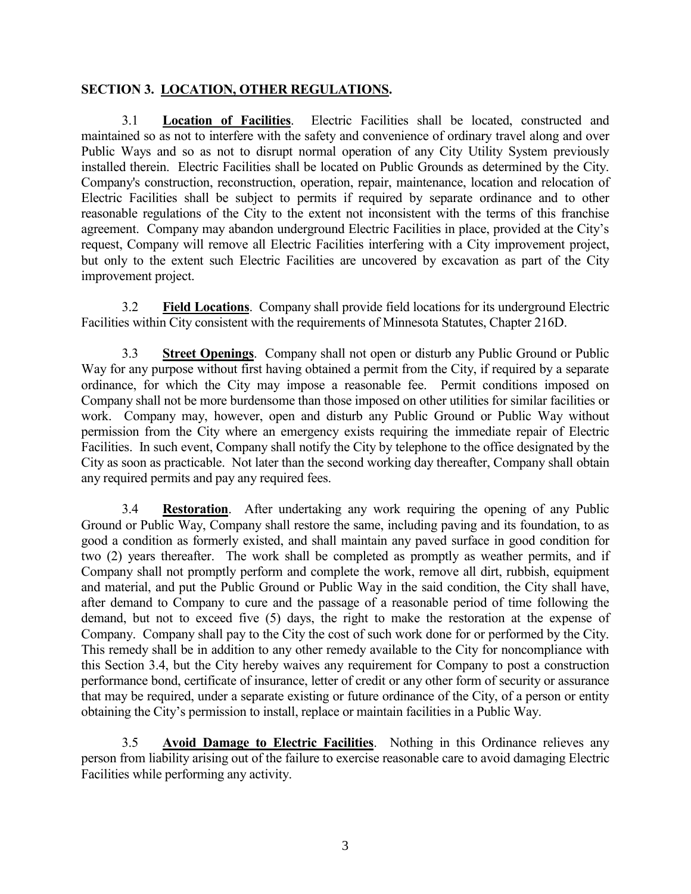## SECTION 3. LOCATION, OTHER REGULATIONS.

3.1 **Location of Facilities**. Electric Facilities shall be located, constructed and maintained so as not to interfere with the safety and convenience of ordinary travel along and over Public Ways and so as not to disrupt normal operation of any City Utility System previously installed therein. Electric Facilities shall be located on Public Grounds as determined by the City. Company's construction, reconstruction, operation, repair, maintenance, location and relocation of Electric Facilities shall be subject to permits if required by separate ordinance and to other reasonable regulations of the City to the extent not inconsistent with the terms of this franchise agreement. Company may abandon underground Electric Facilities in place, provided at the City's request, Company will remove all Electric Facilities interfering with a City improvement project, but only to the extent such Electric Facilities are uncovered by excavation as part of the City improvement project.

3.2 **Field Locations**. Company shall provide field locations for its underground Electric Facilities within City consistent with the requirements of Minnesota Statutes, Chapter 216D.

3.3 **Street Openings**. Company shall not open or disturb any Public Ground or Public Way for any purpose without first having obtained a permit from the City, if required by a separate ordinance, for which the City may impose a reasonable fee. Permit conditions imposed on Company shall not be more burdensome than those imposed on other utilities for similar facilities or work. Company may, however, open and disturb any Public Ground or Public Way without permission from the City where an emergency exists requiring the immediate repair of Electric Facilities. In such event, Company shall notify the City by telephone to the office designated by the City as soon as practicable. Not later than the second working day thereafter, Company shall obtain any required permits and pay any required fees.

3.4 **Restoration**. After undertaking any work requiring the opening of any Public Ground or Public Way, Company shall restore the same, including paving and its foundation, to as good a condition as formerly existed, and shall maintain any paved surface in good condition for two (2) years thereafter. The work shall be completed as promptly as weather permits, and if Company shall not promptly perform and complete the work, remove all dirt, rubbish, equipment and material, and put the Public Ground or Public Way in the said condition, the City shall have, after demand to Company to cure and the passage of a reasonable period of time following the demand, but not to exceed five (5) days, the right to make the restoration at the expense of Company. Company shall pay to the City the cost of such work done for or performed by the City. This remedy shall be in addition to any other remedy available to the City for noncompliance with this Section 3.4, but the City hereby waives any requirement for Company to post a construction performance bond, certificate of insurance, letter of credit or any other form of security or assurance that may be required, under a separate existing or future ordinance of the City, of a person or entity obtaining the City's permission to install, replace or maintain facilities in a Public Way.

3.5 **Avoid Damage to Electric Facilities**. Nothing in this Ordinance relieves any person from liability arising out of the failure to exercise reasonable care to avoid damaging Electric Facilities while performing any activity.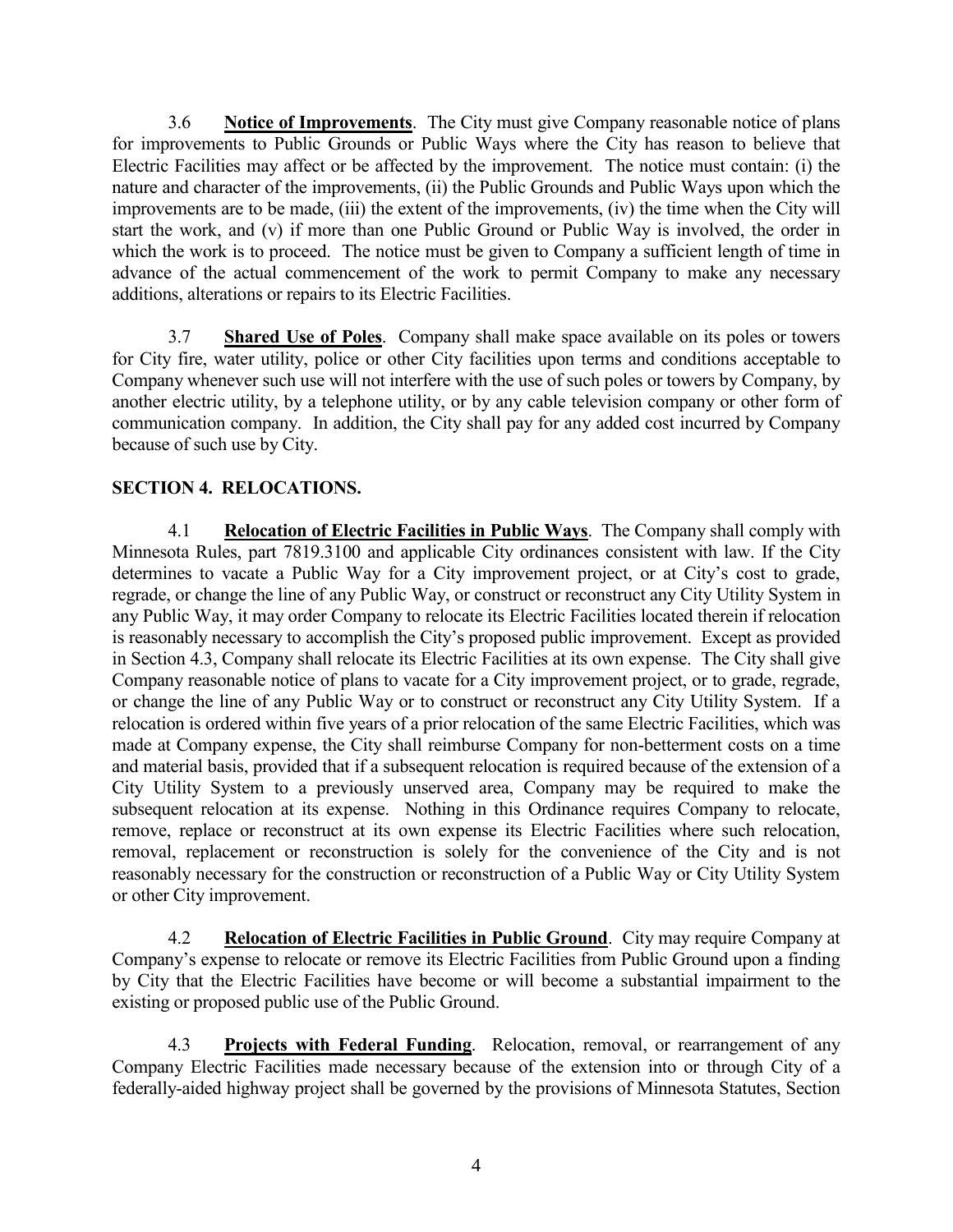3.6 **Notice of Improvements**. The City must give Company reasonable notice of plans for improvements to Public Grounds or Public Ways where the City has reason to believe that Electric Facilities may affect or be affected by the improvement. The notice must contain: (i) the nature and character of the improvements, (ii) the Public Grounds and Public Ways upon which the improvements are to be made, (iii) the extent of the improvements, (iv) the time when the City will start the work, and (v) if more than one Public Ground or Public Way is involved, the order in which the work is to proceed. The notice must be given to Company a sufficient length of time in advance of the actual commencement of the work to permit Company to make any necessary additions, alterations or repairs to its Electric Facilities.

3.7 **Shared Use of Poles**. Company shall make space available on its poles or towers for City fire, water utility, police or other City facilities upon terms and conditions acceptable to Company whenever such use will not interfere with the use of such poles or towers by Company, by another electric utility, by a telephone utility, or by any cable television company or other form of communication company. In addition, the City shall pay for any added cost incurred by Company because of such use by City.

## SECTION 4. RELOCATIONS.

4.1 **Relocation of Electric Facilities in Public Ways**. The Company shall comply with Minnesota Rules, part 7819.3100 and applicable City ordinances consistent with law. If the City determines to vacate a Public Way for a City improvement project, or at City's cost to grade, regrade, or change the line of any Public Way, or construct or reconstruct any City Utility System in any Public Way, it may order Company to relocate its Electric Facilities located therein if relocation is reasonably necessary to accomplish the City's proposed public improvement. Except as provided in Section 4.3, Company shall relocate its Electric Facilities at its own expense. The City shall give Company reasonable notice of plans to vacate for a City improvement project, or to grade, regrade, or change the line of any Public Way or to construct or reconstruct any City Utility System. If a relocation is ordered within five years of a prior relocation of the same Electric Facilities, which was made at Company expense, the City shall reimburse Company for non-betterment costs on a time and material basis, provided that if a subsequent relocation is required because of the extension of a City Utility System to a previously unserved area, Company may be required to make the subsequent relocation at its expense. Nothing in this Ordinance requires Company to relocate, remove, replace or reconstruct at its own expense its Electric Facilities where such relocation, removal, replacement or reconstruction is solely for the convenience of the City and is not reasonably necessary for the construction or reconstruction of a Public Way or City Utility System or other City improvement.

4.2 **Relocation of Electric Facilities in Public Ground**. City may require Company at Company's expense to relocate or remove its Electric Facilities from Public Ground upon a finding by City that the Electric Facilities have become or will become a substantial impairment to the existing or proposed public use of the Public Ground.

4.3 **Projects with Federal Funding**. Relocation, removal, or rearrangement of any Company Electric Facilities made necessary because of the extension into or through City of a federally-aided highway project shall be governed by the provisions of Minnesota Statutes, Section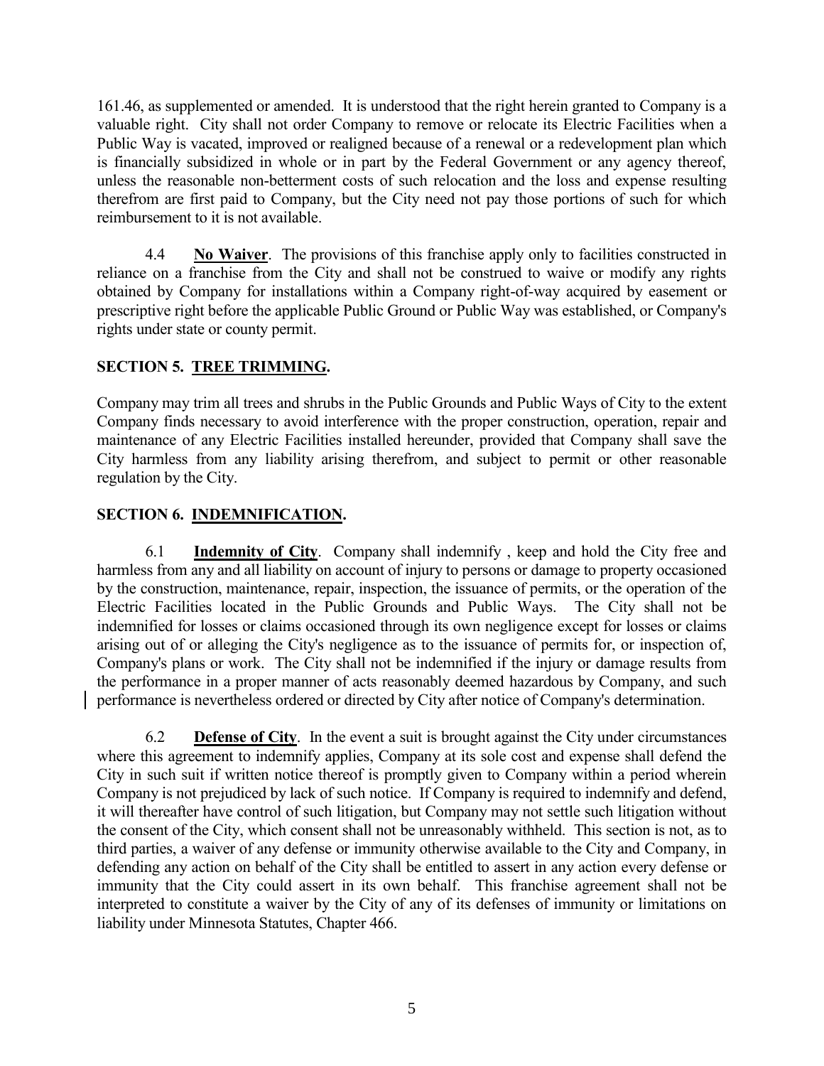161.46, as supplemented or amended. It is understood that the right herein granted to Company is a valuable right. City shall not order Company to remove or relocate its Electric Facilities when a Public Way is vacated, improved or realigned because of a renewal or a redevelopment plan which is financially subsidized in whole or in part by the Federal Government or any agency thereof, unless the reasonable non-betterment costs of such relocation and the loss and expense resulting therefrom are first paid to Company, but the City need not pay those portions of such for which reimbursement to it is not available.

4.4 **No Waiver**. The provisions of this franchise apply only to facilities constructed in reliance on a franchise from the City and shall not be construed to waive or modify any rights obtained by Company for installations within a Company right-of-way acquired by easement or prescriptive right before the applicable Public Ground or Public Way was established, or Company's rights under state or county permit.

## SECTION 5. TREE TRIMMING.

Company may trim all trees and shrubs in the Public Grounds and Public Ways of City to the extent Company finds necessary to avoid interference with the proper construction, operation, repair and maintenance of any Electric Facilities installed hereunder, provided that Company shall save the City harmless from any liability arising therefrom, and subject to permit or other reasonable regulation by the City.

## SECTION 6. INDEMNIFICATION.

6.1 **Indemnity of City**. Company shall indemnify , keep and hold the City free and harmless from any and all liability on account of injury to persons or damage to property occasioned by the construction, maintenance, repair, inspection, the issuance of permits, or the operation of the Electric Facilities located in the Public Grounds and Public Ways. The City shall not be indemnified for losses or claims occasioned through its own negligence except for losses or claims arising out of or alleging the City's negligence as to the issuance of permits for, or inspection of, Company's plans or work. The City shall not be indemnified if the injury or damage results from the performance in a proper manner of acts reasonably deemed hazardous by Company, and such performance is nevertheless ordered or directed by City after notice of Company's determination.

6.2 **Defense of City**. In the event a suit is brought against the City under circumstances where this agreement to indemnify applies, Company at its sole cost and expense shall defend the City in such suit if written notice thereof is promptly given to Company within a period wherein Company is not prejudiced by lack of such notice. If Company is required to indemnify and defend, it will thereafter have control of such litigation, but Company may not settle such litigation without the consent of the City, which consent shall not be unreasonably withheld. This section is not, as to third parties, a waiver of any defense or immunity otherwise available to the City and Company, in defending any action on behalf of the City shall be entitled to assert in any action every defense or immunity that the City could assert in its own behalf. This franchise agreement shall not be interpreted to constitute a waiver by the City of any of its defenses of immunity or limitations on liability under Minnesota Statutes, Chapter 466.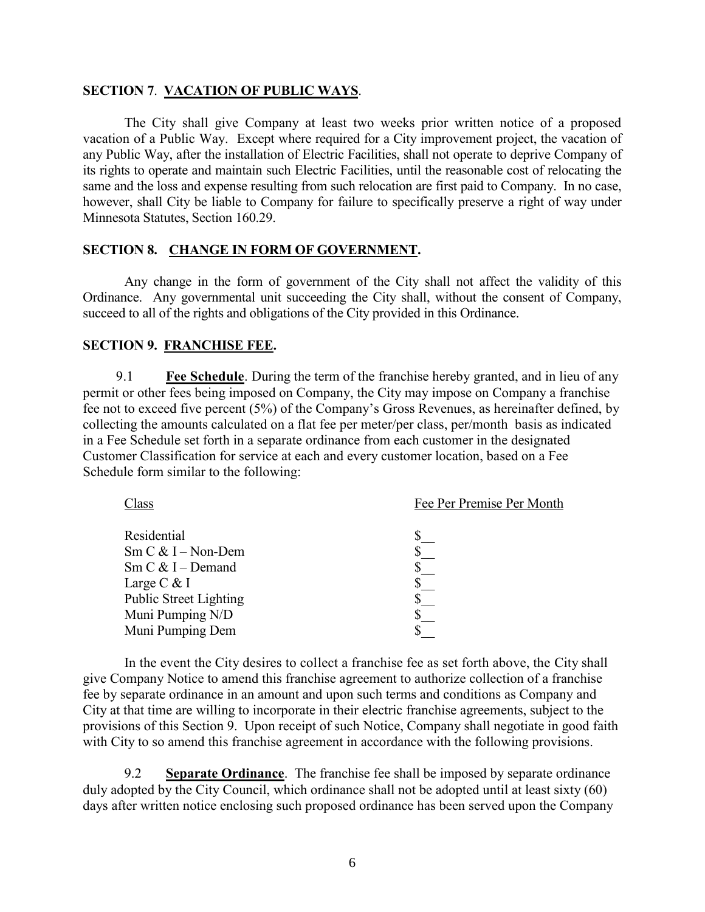## SECTION 7. VACATION OF PUBLIC WAYS.

The City shall give Company at least two weeks prior written notice of a proposed vacation of a Public Way. Except where required for a City improvement project, the vacation of any Public Way, after the installation of Electric Facilities, shall not operate to deprive Company of its rights to operate and maintain such Electric Facilities, until the reasonable cost of relocating the same and the loss and expense resulting from such relocation are first paid to Company. In no case, however, shall City be liable to Company for failure to specifically preserve a right of way under Minnesota Statutes, Section 160.29.

## SECTION 8. CHANGE IN FORM OF GOVERNMENT.

Any change in the form of government of the City shall not affect the validity of this Ordinance. Any governmental unit succeeding the City shall, without the consent of Company, succeed to all of the rights and obligations of the City provided in this Ordinance.

## SECTION 9. FRANCHISE FEE.

9.1 **Fee Schedule**. During the term of the franchise hereby granted, and in lieu of any permit or other fees being imposed on Company, the City may impose on Company a franchise fee not to exceed five percent (5%) of the Company's Gross Revenues, as hereinafter defined, by collecting the amounts calculated on a flat fee per meter/per class, per/month basis as indicated in a Fee Schedule set forth in a separate ordinance from each customer in the designated Customer Classification for service at each and every customer location, based on a Fee Schedule form similar to the following:

| Class | Fee Per Premise Per Month |
|---|---|
| Residential | $__ |
| Sm C & I – Non-Dem | $__ |
| Sm C & I – Demand | $__ |
| Large C & I | $__ |
| Public Street Lighting | $__ |
| Muni Pumping N/D | $__ |
| Muni Pumping Dem | $__ |

In the event the City desires to collect a franchise fee as set forth above, the City shall give Company Notice to amend this franchise agreement to authorize collection of a franchise fee by separate ordinance in an amount and upon such terms and conditions as Company and City at that time are willing to incorporate in their electric franchise agreements, subject to the provisions of this Section 9. Upon receipt of such Notice, Company shall negotiate in good faith with City to so amend this franchise agreement in accordance with the following provisions.

9.2 **Separate Ordinance**. The franchise fee shall be imposed by separate ordinance duly adopted by the City Council, which ordinance shall not be adopted until at least sixty (60) days after written notice enclosing such proposed ordinance has been served upon the Company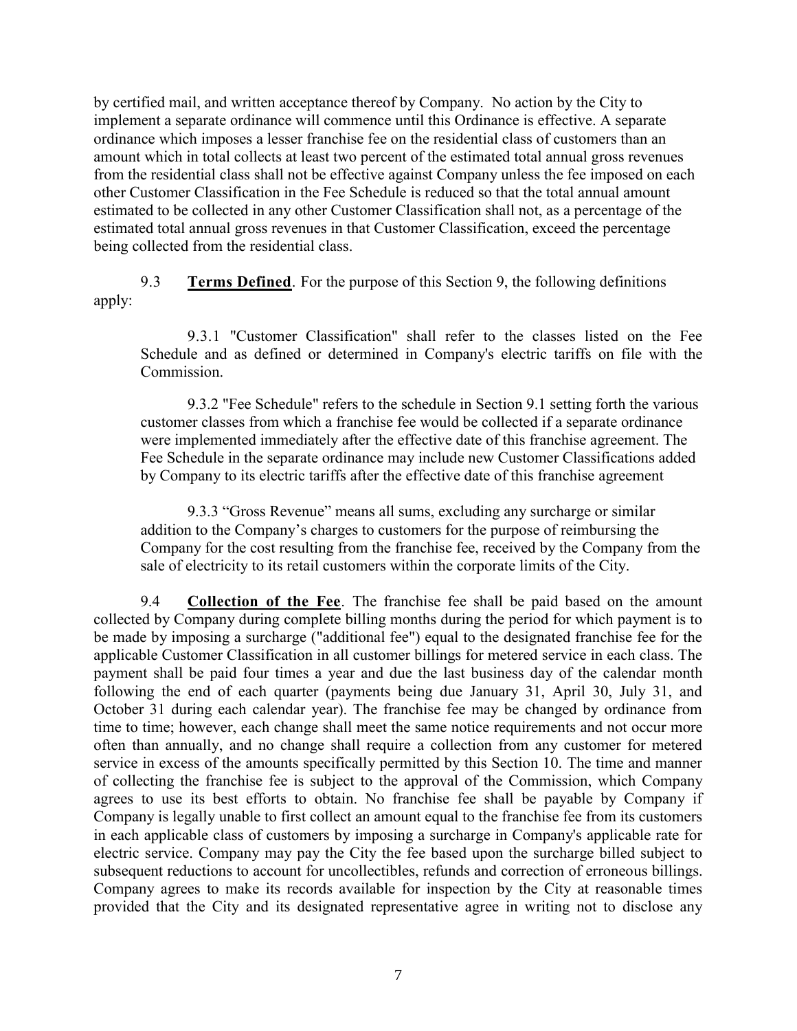by certified mail, and written acceptance thereof by Company. No action by the City to implement a separate ordinance will commence until this Ordinance is effective. A separate ordinance which imposes a lesser franchise fee on the residential class of customers than an amount which in total collects at least two percent of the estimated total annual gross revenues from the residential class shall not be effective against Company unless the fee imposed on each other Customer Classification in the Fee Schedule is reduced so that the total annual amount estimated to be collected in any other Customer Classification shall not, as a percentage of the estimated total annual gross revenues in that Customer Classification, exceed the percentage being collected from the residential class.

9.3 **Terms Defined**. For the purpose of this Section 9, the following definitions apply:

> 9.3.1 "Customer Classification" shall refer to the classes listed on the Fee Schedule and as defined or determined in Company's electric tariffs on file with the Commission.
>
> 9.3.2 "Fee Schedule" refers to the schedule in Section 9.1 setting forth the various customer classes from which a franchise fee would be collected if a separate ordinance were implemented immediately after the effective date of this franchise agreement. The Fee Schedule in the separate ordinance may include new Customer Classifications added by Company to its electric tariffs after the effective date of this franchise agreement
>
> 9.3.3 "Gross Revenue" means all sums, excluding any surcharge or similar addition to the Company's charges to customers for the purpose of reimbursing the Company for the cost resulting from the franchise fee, received by the Company from the sale of electricity to its retail customers within the corporate limits of the City.

9.4 **Collection of the Fee**. The franchise fee shall be paid based on the amount collected by Company during complete billing months during the period for which payment is to be made by imposing a surcharge ("additional fee") equal to the designated franchise fee for the applicable Customer Classification in all customer billings for metered service in each class. The payment shall be paid four times a year and due the last business day of the calendar month following the end of each quarter (payments being due January 31, April 30, July 31, and October 31 during each calendar year). The franchise fee may be changed by ordinance from time to time; however, each change shall meet the same notice requirements and not occur more often than annually, and no change shall require a collection from any customer for metered service in excess of the amounts specifically permitted by this Section 10. The time and manner of collecting the franchise fee is subject to the approval of the Commission, which Company agrees to use its best efforts to obtain. No franchise fee shall be payable by Company if Company is legally unable to first collect an amount equal to the franchise fee from its customers in each applicable class of customers by imposing a surcharge in Company's applicable rate for electric service. Company may pay the City the fee based upon the surcharge billed subject to subsequent reductions to account for uncollectibles, refunds and correction of erroneous billings. Company agrees to make its records available for inspection by the City at reasonable times provided that the City and its designated representative agree in writing not to disclose any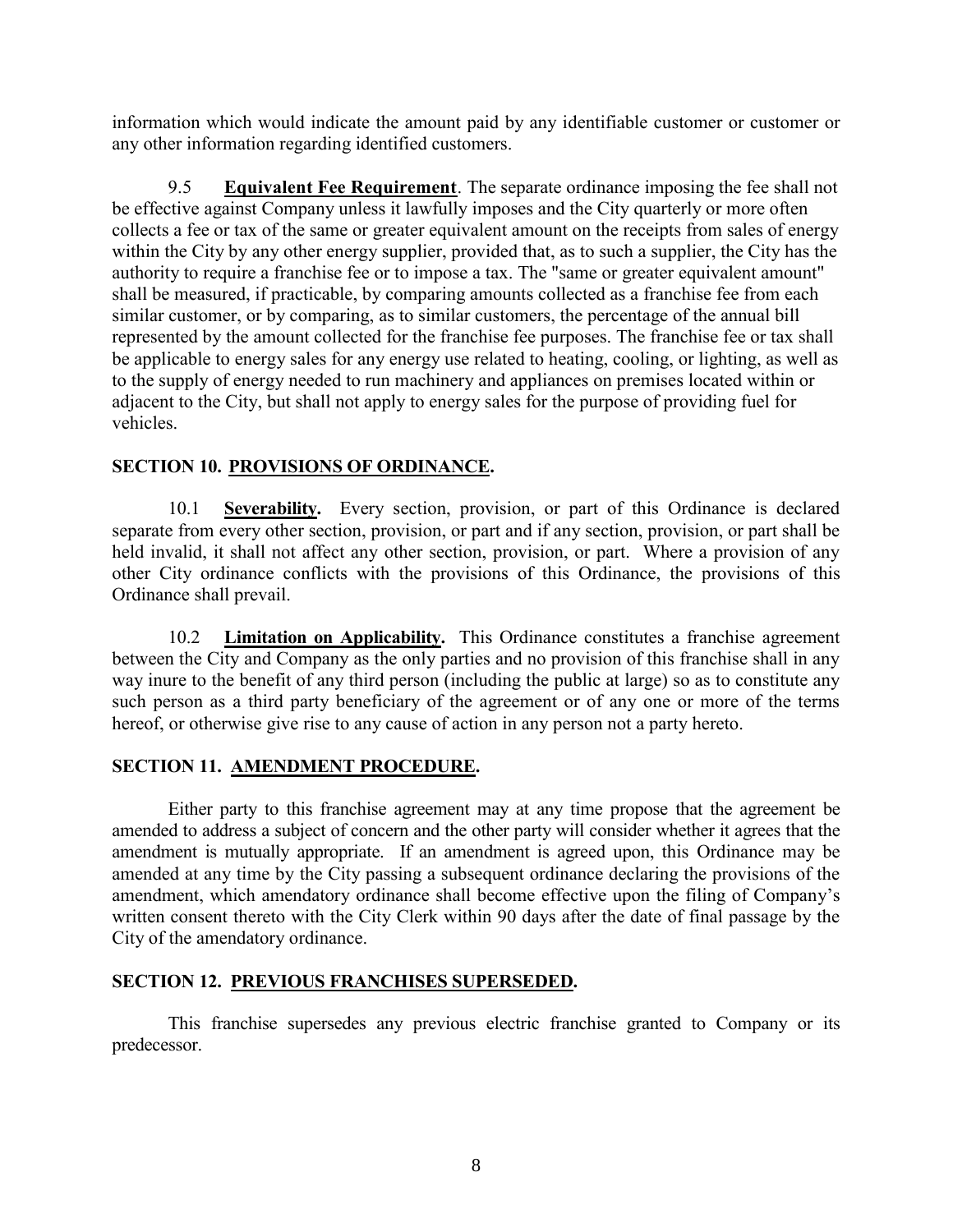information which would indicate the amount paid by any identifiable customer or customer or any other information regarding identified customers.

9.5 **Equivalent Fee Requirement**. The separate ordinance imposing the fee shall not be effective against Company unless it lawfully imposes and the City quarterly or more often collects a fee or tax of the same or greater equivalent amount on the receipts from sales of energy within the City by any other energy supplier, provided that, as to such a supplier, the City has the authority to require a franchise fee or to impose a tax. The "same or greater equivalent amount" shall be measured, if practicable, by comparing amounts collected as a franchise fee from each similar customer, or by comparing, as to similar customers, the percentage of the annual bill represented by the amount collected for the franchise fee purposes. The franchise fee or tax shall be applicable to energy sales for any energy use related to heating, cooling, or lighting, as well as to the supply of energy needed to run machinery and appliances on premises located within or adjacent to the City, but shall not apply to energy sales for the purpose of providing fuel for vehicles.

## SECTION 10. PROVISIONS OF ORDINANCE.

10.1 **Severability.** Every section, provision, or part of this Ordinance is declared separate from every other section, provision, or part and if any section, provision, or part shall be held invalid, it shall not affect any other section, provision, or part. Where a provision of any other City ordinance conflicts with the provisions of this Ordinance, the provisions of this Ordinance shall prevail.

10.2 **Limitation on Applicability.** This Ordinance constitutes a franchise agreement between the City and Company as the only parties and no provision of this franchise shall in any way inure to the benefit of any third person (including the public at large) so as to constitute any such person as a third party beneficiary of the agreement or of any one or more of the terms hereof, or otherwise give rise to any cause of action in any person not a party hereto.

## SECTION 11. AMENDMENT PROCEDURE.

Either party to this franchise agreement may at any time propose that the agreement be amended to address a subject of concern and the other party will consider whether it agrees that the amendment is mutually appropriate. If an amendment is agreed upon, this Ordinance may be amended at any time by the City passing a subsequent ordinance declaring the provisions of the amendment, which amendatory ordinance shall become effective upon the filing of Company's written consent thereto with the City Clerk within 90 days after the date of final passage by the City of the amendatory ordinance.

## SECTION 12. PREVIOUS FRANCHISES SUPERSEDED.

This franchise supersedes any previous electric franchise granted to Company or its predecessor.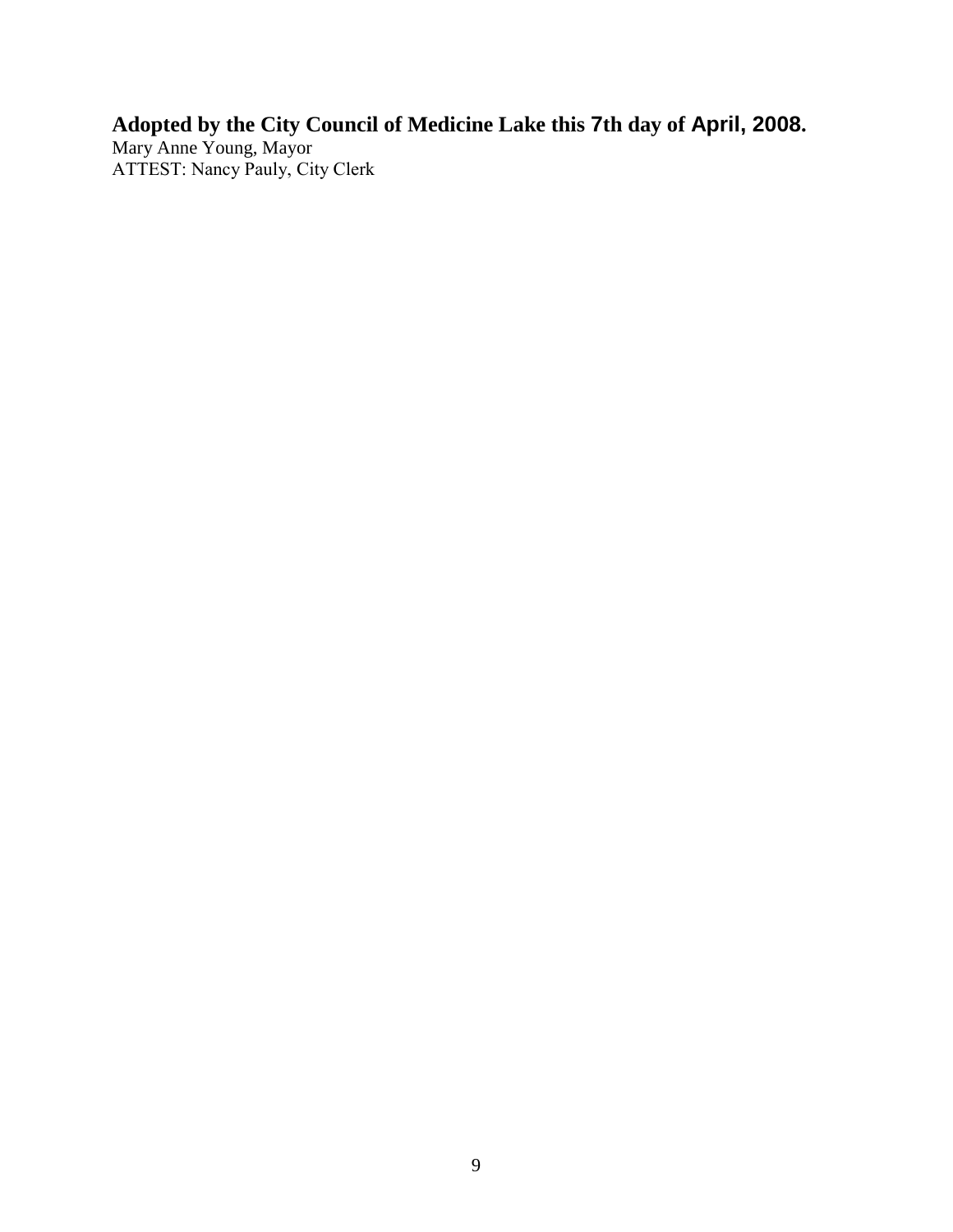**Adopted by the City Council of Medicine Lake this 7th day of April, 2008.**

Mary Anne Young, Mayor

ATTEST: Nancy Pauly, City Clerk